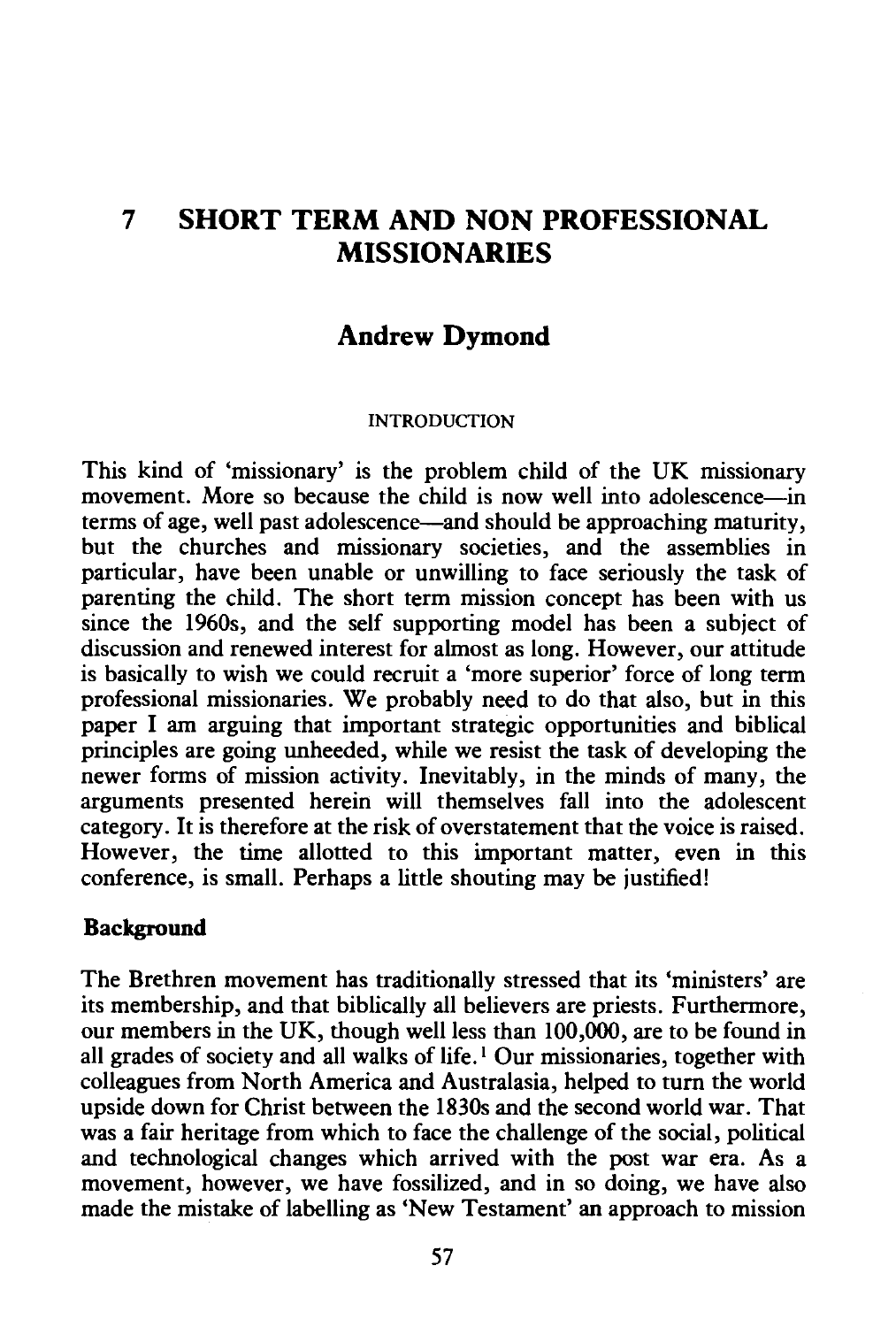# 7 SHORT TERM AND NON PROFESSIONAL MISSIONARIES

## Andrew Dymond

### INTRODUCTION

This kind of 'missionary' is the problem child of the UK missionary movement. More so because the child is now well into adolescence—in terms of age, well past adolescence—and should be approaching maturity, but the churches and missionary societies, and the assemblies in particular, have been unable or unwilling to face seriously the task of parenting the child. The short term mission concept has been with us since the 1960s, and the self supporting model has been a subject of discussion and renewed interest for almost as long. However, our attitude is basically to wish we could recruit a 'more superior' force of long term professional missionaries. We probably need to do that also, but in this paper I am arguing that important strategic opportunities and biblical principles are going unheeded, while we resist the task of developing the newer forms of mission activity. Inevitably, in the minds of many, the arguments presented herein will themselves fall into the adolescent category. It is therefore at the risk of overstatement that the voice is raised. However, the time allotted to this important matter, even in this conference, is small. Perhaps a little shouting may be justified!

**Background**

The Brethren movement has traditionally stressed that its 'ministers' are its membership, and that biblically all believers are priests. Furthermore, our members in the UK, though well less than 100,000, are to be found in all grades of society and all walks of life.[1] Our missionaries, together with colleagues from North America and Australasia, helped to turn the world upside down for Christ between the 1830s and the second world war. That was a fair heritage from which to face the challenge of the social, political and technological changes which arrived with the post war era. As a movement, however, we have fossilized, and in so doing, we have also made the mistake of labelling as 'New Testament' an approach to mission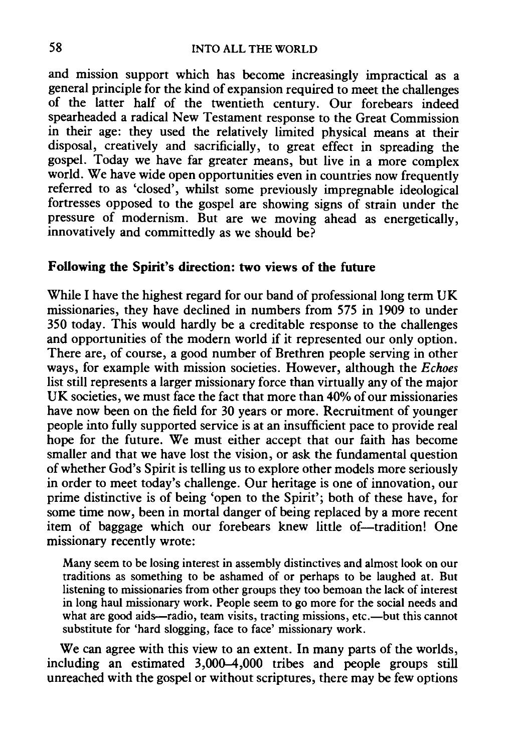and mission support which has become increasingly impractical as a general principle for the kind of expansion required to meet the challenges of the latter half of the twentieth century. Our forebears indeed spearheaded a radical New Testament response to the Great Commission in their age: they used the relatively limited physical means at their disposal, creatively and sacrificially, to great effect in spreading the gospel. Today we have far greater means, but live in a more complex world. We have wide open opportunities even in countries now frequently referred to as 'closed', whilst some previously impregnable ideological fortresses opposed to the gospel are showing signs of strain under the pressure of modernism. But are we moving ahead as energetically, innovatively and committedly as we should be?

## Following the Spirit's direction: two views of the future

While I have the highest regard for our band of professional long term UK missionaries, they have declined in numbers from 575 in 1909 to under 350 today. This would hardly be a creditable response to the challenges and opportunities of the modern world if it represented our only option. There are, of course, a good number of Brethren people serving in other ways, for example with mission societies. However, although the *Echoes* list still represents a larger missionary force than virtually any of the major UK societies, we must face the fact that more than 40% of our missionaries have now been on the field for 30 years or more. Recruitment of younger people into fully supported service is at an insufficient pace to provide real hope for the future. We must either accept that our faith has become smaller and that we have lost the vision, or ask the fundamental question of whether God's Spirit is telling us to explore other models more seriously in order to meet today's challenge. Our heritage is one of innovation, our prime distinctive is of being 'open to the Spirit'; both of these have, for some time now, been in mortal danger of being replaced by a more recent item of baggage which our forebears knew little of—tradition! One missionary recently wrote:

> Many seem to be losing interest in assembly distinctives and almost look on our traditions as something to be ashamed of or perhaps to be laughed at. But listening to missionaries from other groups they too bemoan the lack of interest in long haul missionary work. People seem to go more for the social needs and what are good aids—radio, team visits, tracting missions, etc.—but this cannot substitute for 'hard slogging, face to face' missionary work.

We can agree with this view to an extent. In many parts of the worlds, including an estimated 3,000–4,000 tribes and people groups still unreached with the gospel or without scriptures, there may be few options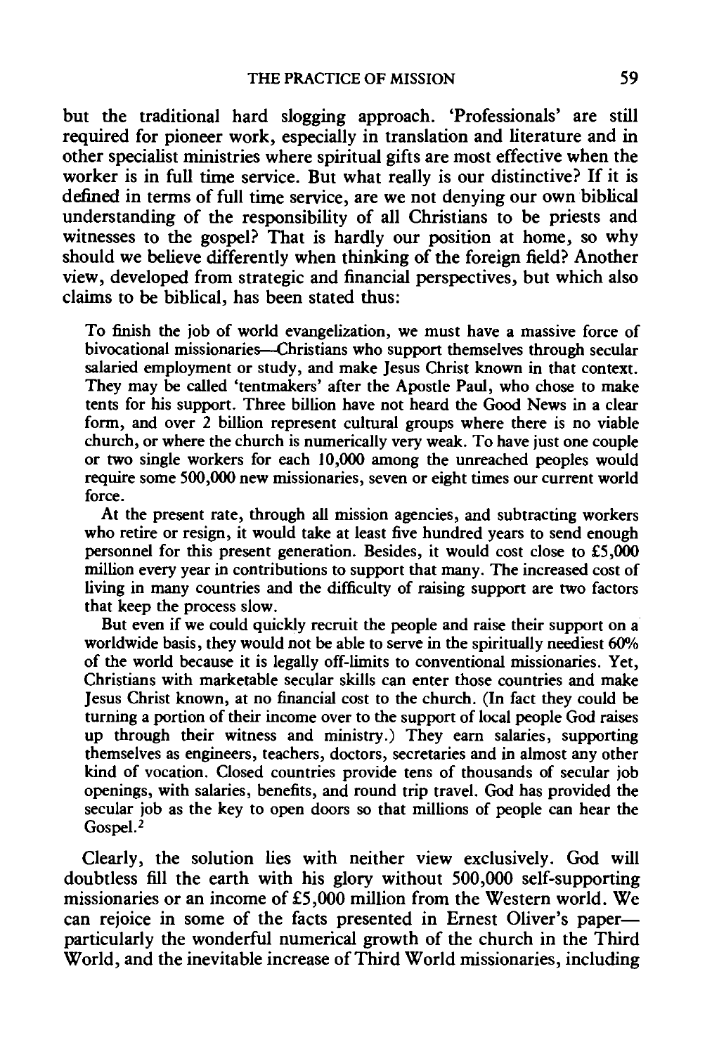but the traditional hard slogging approach. 'Professionals' are still required for pioneer work, especially in translation and literature and in other specialist ministries where spiritual gifts are most effective when the worker is in full time service. But what really is our distinctive? If it is defined in terms of full time service, are we not denying our own biblical understanding of the responsibility of all Christians to be priests and witnesses to the gospel? That is hardly our position at home, so why should we believe differently when thinking of the foreign field? Another view, developed from strategic and financial perspectives, but which also claims to be biblical, has been stated thus:

> To finish the job of world evangelization, we must have a massive force of bivocational missionaries—Christians who support themselves through secular salaried employment or study, and make Jesus Christ known in that context. They may be called 'tentmakers' after the Apostle Paul, who chose to make tents for his support. Three billion have not heard the Good News in a clear form, and over 2 billion represent cultural groups where there is no viable church, or where the church is numerically very weak. To have just one couple or two single workers for each 10,000 among the unreached peoples would require some 500,000 new missionaries, seven or eight times our current world force.
>
> At the present rate, through all mission agencies, and subtracting workers who retire or resign, it would take at least five hundred years to send enough personnel for this present generation. Besides, it would cost close to £5,000 million every year in contributions to support that many. The increased cost of living in many countries and the difficulty of raising support are two factors that keep the process slow.
>
> But even if we could quickly recruit the people and raise their support on a worldwide basis, they would not be able to serve in the spiritually neediest 60% of the world because it is legally off-limits to conventional missionaries. Yet, Christians with marketable secular skills can enter those countries and make Jesus Christ known, at no financial cost to the church. (In fact they could be turning a portion of their income over to the support of local people God raises up through their witness and ministry.) They earn salaries, supporting themselves as engineers, teachers, doctors, secretaries and in almost any other kind of vocation. Closed countries provide tens of thousands of secular job openings, with salaries, benefits, and round trip travel. God has provided the secular job as the key to open doors so that millions of people can hear the Gospel.[2]

Clearly, the solution lies with neither view exclusively. God will doubtless fill the earth with his glory without 500,000 self-supporting missionaries or an income of £5,000 million from the Western world. We can rejoice in some of the facts presented in Ernest Oliver's paper—particularly the wonderful numerical growth of the church in the Third World, and the inevitable increase of Third World missionaries, including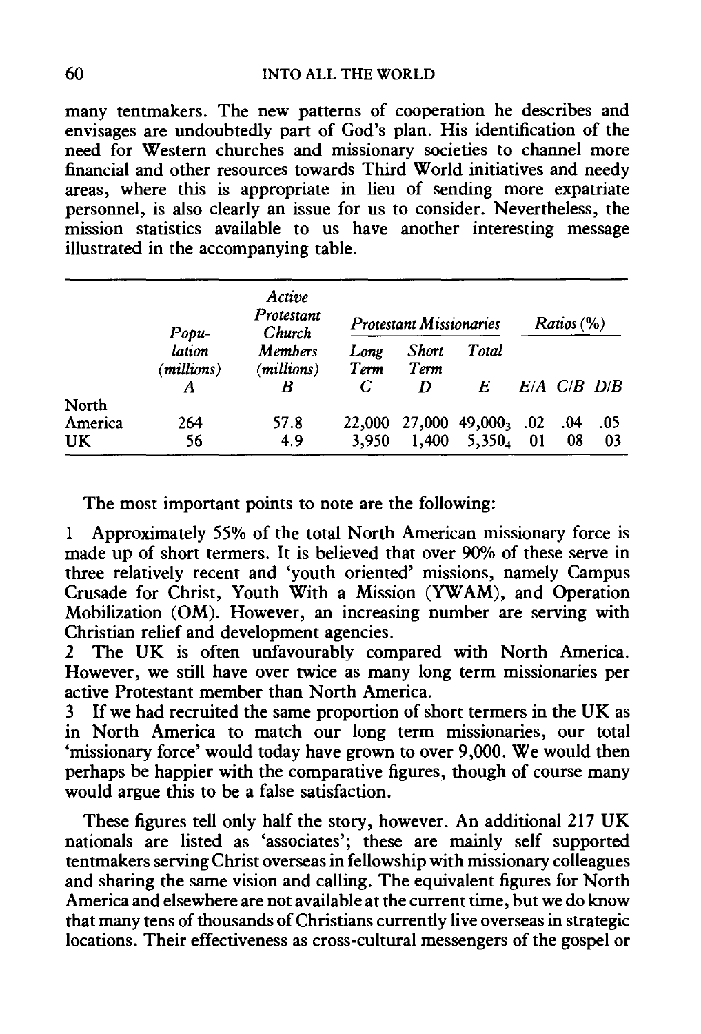many tentmakers. The new patterns of cooperation he describes and envisages are undoubtedly part of God's plan. His identification of the need for Western churches and missionary societies to channel more financial and other resources towards Third World initiatives and needy areas, where this is appropriate in lieu of sending more expatriate personnel, is also clearly an issue for us to consider. Nevertheless, the mission statistics available to us have another interesting message illustrated in the accompanying table.

| | *Population (millions)* | *Active Protestant Church Members (millions)* | *Protestant Missionaries* | | | *Ratios (%)* | | |
|---|---|---|---|---|---|---|---|---|
| | | | *Long Term* | *Short Term* | *Total* | | | |
| | *A* | *B* | *C* | *D* | *E* | *E/A* | *C/B* | *D/B* |
| North America | 264 | 57.8 | 22,000 | 27,000 | $49,000_3$ | .02 | .04 | .05 |
| UK | 56 | 4.9 | 3,950 | 1,400 | $5,350_4$ | 01 | 08 | 03 |

The most important points to note are the following:

1 Approximately 55% of the total North American missionary force is made up of short termers. It is believed that over 90% of these serve in three relatively recent and 'youth oriented' missions, namely Campus Crusade for Christ, Youth With a Mission (YWAM), and Operation Mobilization (OM). However, an increasing number are serving with Christian relief and development agencies.

2 The UK is often unfavourably compared with North America. However, we still have over twice as many long term missionaries per active Protestant member than North America.

3 If we had recruited the same proportion of short termers in the UK as in North America to match our long term missionaries, our total 'missionary force' would today have grown to over 9,000. We would then perhaps be happier with the comparative figures, though of course many would argue this to be a false satisfaction.

These figures tell only half the story, however. An additional 217 UK nationals are listed as 'associates'; these are mainly self supported tentmakers serving Christ overseas in fellowship with missionary colleagues and sharing the same vision and calling. The equivalent figures for North America and elsewhere are not available at the current time, but we do know that many tens of thousands of Christians currently live overseas in strategic locations. Their effectiveness as cross-cultural messengers of the gospel or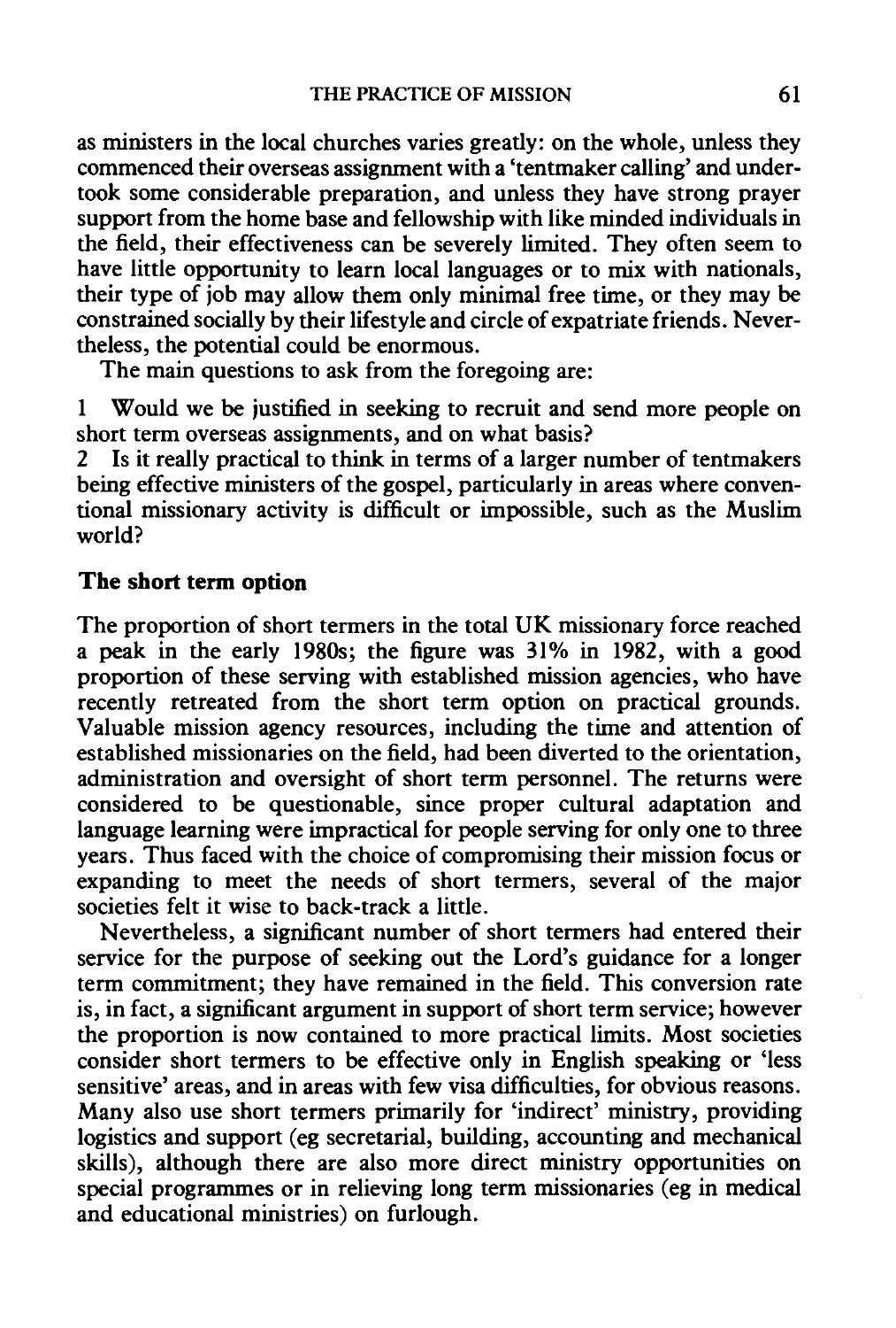as ministers in the local churches varies greatly: on the whole, unless they commenced their overseas assignment with a 'tentmaker calling' and undertook some considerable preparation, and unless they have strong prayer support from the home base and fellowship with like minded individuals in the field, their effectiveness can be severely limited. They often seem to have little opportunity to learn local languages or to mix with nationals, their type of job may allow them only minimal free time, or they may be constrained socially by their lifestyle and circle of expatriate friends. Nevertheless, the potential could be enormous.

The main questions to ask from the foregoing are:

1 Would we be justified in seeking to recruit and send more people on short term overseas assignments, and on what basis?

2 Is it really practical to think in terms of a larger number of tentmakers being effective ministers of the gospel, particularly in areas where conventional missionary activity is difficult or impossible, such as the Muslim world?

### The short term option

The proportion of short termers in the total UK missionary force reached a peak in the early 1980s; the figure was 31% in 1982, with a good proportion of these serving with established mission agencies, who have recently retreated from the short term option on practical grounds. Valuable mission agency resources, including the time and attention of established missionaries on the field, had been diverted to the orientation, administration and oversight of short term personnel. The returns were considered to be questionable, since proper cultural adaptation and language learning were impractical for people serving for only one to three years. Thus faced with the choice of compromising their mission focus or expanding to meet the needs of short termers, several of the major societies felt it wise to back-track a little.

Nevertheless, a significant number of short termers had entered their service for the purpose of seeking out the Lord's guidance for a longer term commitment; they have remained in the field. This conversion rate is, in fact, a significant argument in support of short term service; however the proportion is now contained to more practical limits. Most societies consider short termers to be effective only in English speaking or 'less sensitive' areas, and in areas with few visa difficulties, for obvious reasons. Many also use short termers primarily for 'indirect' ministry, providing logistics and support (eg secretarial, building, accounting and mechanical skills), although there are also more direct ministry opportunities on special programmes or in relieving long term missionaries (eg in medical and educational ministries) on furlough.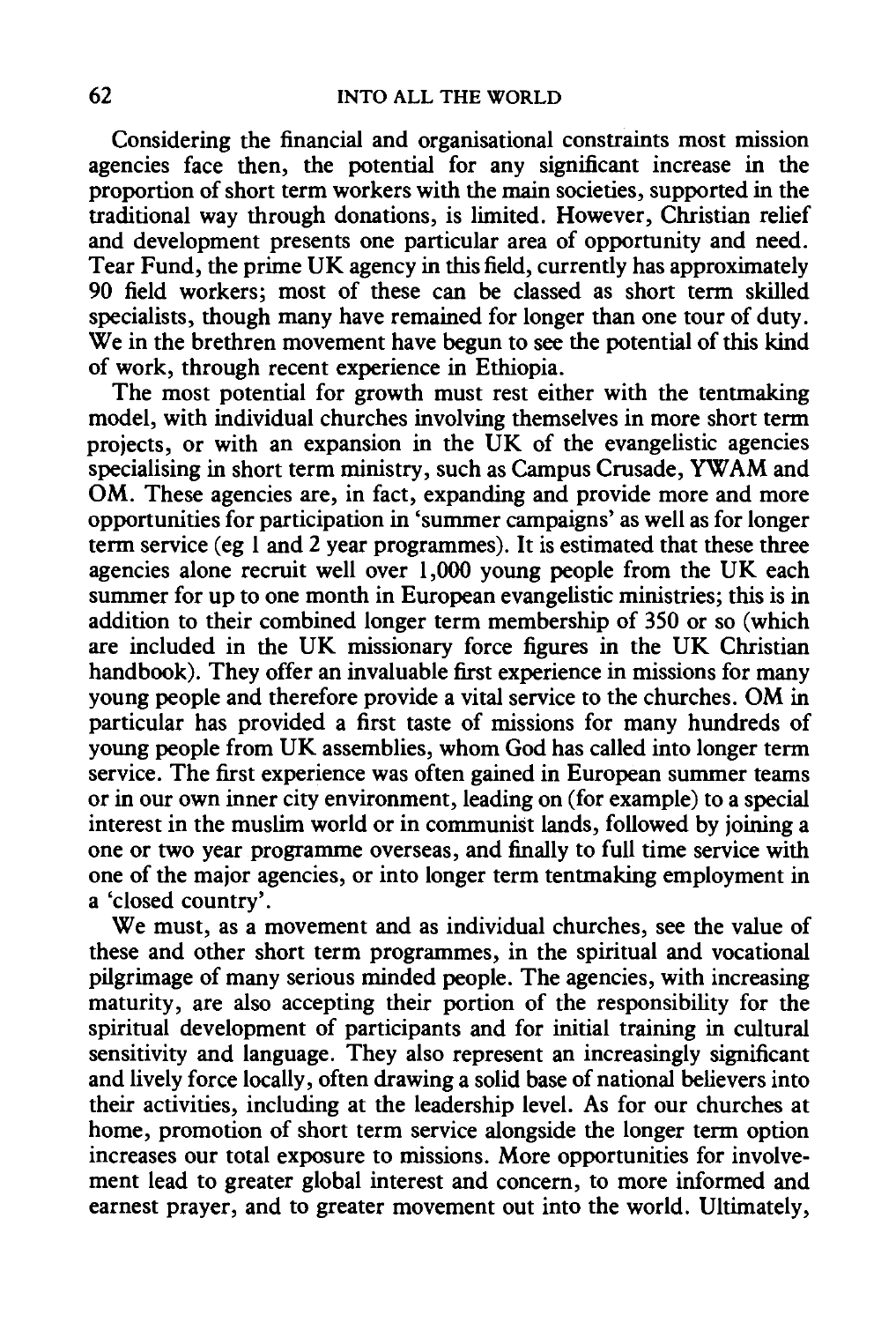Considering the financial and organisational constraints most mission agencies face then, the potential for any significant increase in the proportion of short term workers with the main societies, supported in the traditional way through donations, is limited. However, Christian relief and development presents one particular area of opportunity and need. Tear Fund, the prime UK agency in this field, currently has approximately 90 field workers; most of these can be classed as short term skilled specialists, though many have remained for longer than one tour of duty. We in the brethren movement have begun to see the potential of this kind of work, through recent experience in Ethiopia.

The most potential for growth must rest either with the tentmaking model, with individual churches involving themselves in more short term projects, or with an expansion in the UK of the evangelistic agencies specialising in short term ministry, such as Campus Crusade, YWAM and OM. These agencies are, in fact, expanding and provide more and more opportunities for participation in 'summer campaigns' as well as for longer term service (eg 1 and 2 year programmes). It is estimated that these three agencies alone recruit well over 1,000 young people from the UK each summer for up to one month in European evangelistic ministries; this is in addition to their combined longer term membership of 350 or so (which are included in the UK missionary force figures in the UK Christian handbook). They offer an invaluable first experience in missions for many young people and therefore provide a vital service to the churches. OM in particular has provided a first taste of missions for many hundreds of young people from UK assemblies, whom God has called into longer term service. The first experience was often gained in European summer teams or in our own inner city environment, leading on (for example) to a special interest in the muslim world or in communist lands, followed by joining a one or two year programme overseas, and finally to full time service with one of the major agencies, or into longer term tentmaking employment in a 'closed country'.

We must, as a movement and as individual churches, see the value of these and other short term programmes, in the spiritual and vocational pilgrimage of many serious minded people. The agencies, with increasing maturity, are also accepting their portion of the responsibility for the spiritual development of participants and for initial training in cultural sensitivity and language. They also represent an increasingly significant and lively force locally, often drawing a solid base of national believers into their activities, including at the leadership level. As for our churches at home, promotion of short term service alongside the longer term option increases our total exposure to missions. More opportunities for involvement lead to greater global interest and concern, to more informed and earnest prayer, and to greater movement out into the world. Ultimately,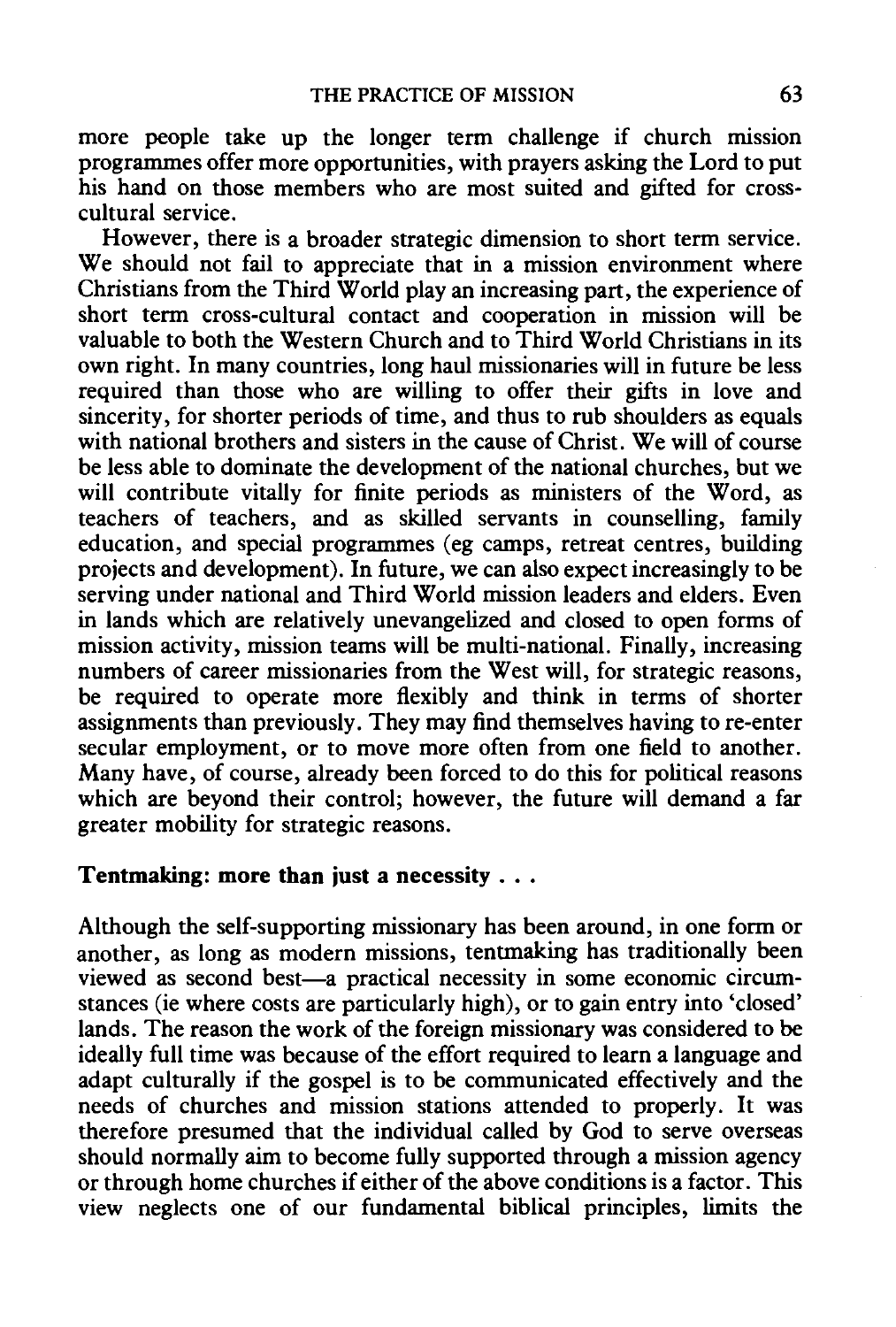more people take up the longer term challenge if church mission programmes offer more opportunities, with prayers asking the Lord to put his hand on those members who are most suited and gifted for cross-cultural service.

However, there is a broader strategic dimension to short term service. We should not fail to appreciate that in a mission environment where Christians from the Third World play an increasing part, the experience of short term cross-cultural contact and cooperation in mission will be valuable to both the Western Church and to Third World Christians in its own right. In many countries, long haul missionaries will in future be less required than those who are willing to offer their gifts in love and sincerity, for shorter periods of time, and thus to rub shoulders as equals with national brothers and sisters in the cause of Christ. We will of course be less able to dominate the development of the national churches, but we will contribute vitally for finite periods as ministers of the Word, as teachers of teachers, and as skilled servants in counselling, family education, and special programmes (eg camps, retreat centres, building projects and development). In future, we can also expect increasingly to be serving under national and Third World mission leaders and elders. Even in lands which are relatively unevangelized and closed to open forms of mission activity, mission teams will be multi-national. Finally, increasing numbers of career missionaries from the West will, for strategic reasons, be required to operate more flexibly and think in terms of shorter assignments than previously. They may find themselves having to re-enter secular employment, or to move more often from one field to another. Many have, of course, already been forced to do this for political reasons which are beyond their control; however, the future will demand a far greater mobility for strategic reasons.

## Tentmaking: more than just a necessity . . .

Although the self-supporting missionary has been around, in one form or another, as long as modern missions, tentmaking has traditionally been viewed as second best—a practical necessity in some economic circumstances (ie where costs are particularly high), or to gain entry into 'closed' lands. The reason the work of the foreign missionary was considered to be ideally full time was because of the effort required to learn a language and adapt culturally if the gospel is to be communicated effectively and the needs of churches and mission stations attended to properly. It was therefore presumed that the individual called by God to serve overseas should normally aim to become fully supported through a mission agency or through home churches if either of the above conditions is a factor. This view neglects one of our fundamental biblical principles, limits the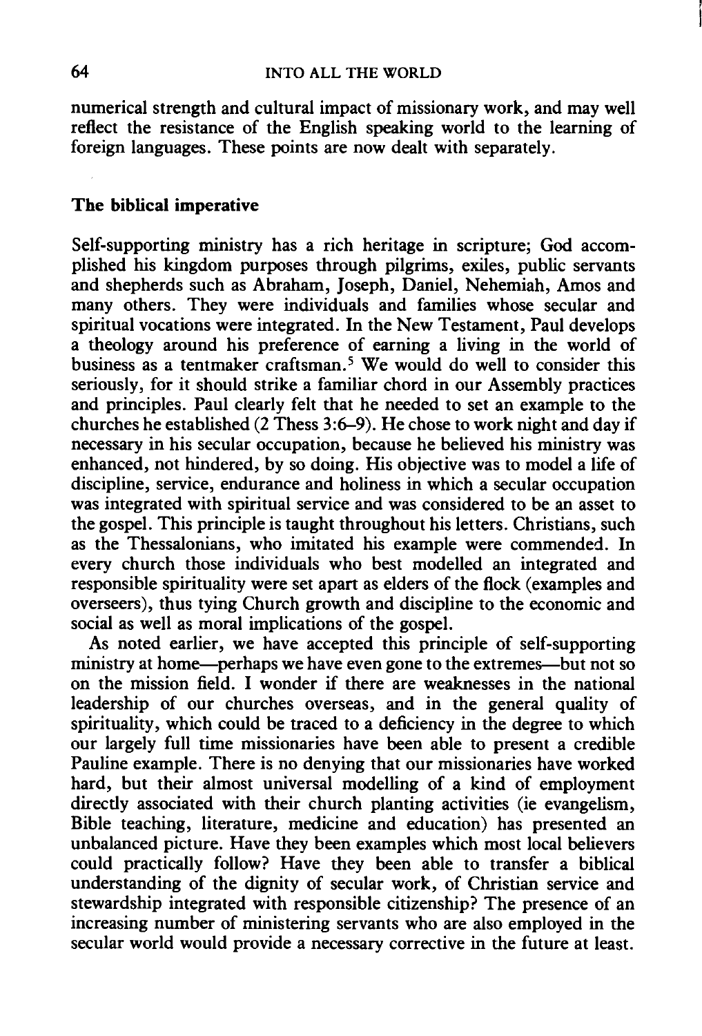numerical strength and cultural impact of missionary work, and may well reflect the resistance of the English speaking world to the learning of foreign languages. These points are now dealt with separately.

## The biblical imperative

Self-supporting ministry has a rich heritage in scripture; God accomplished his kingdom purposes through pilgrims, exiles, public servants and shepherds such as Abraham, Joseph, Daniel, Nehemiah, Amos and many others. They were individuals and families whose secular and spiritual vocations were integrated. In the New Testament, Paul develops a theology around his preference of earning a living in the world of business as a tentmaker craftsman.[5] We would do well to consider this seriously, for it should strike a familiar chord in our Assembly practices and principles. Paul clearly felt that he needed to set an example to the churches he established (2 Thess 3:6–9). He chose to work night and day if necessary in his secular occupation, because he believed his ministry was enhanced, not hindered, by so doing. His objective was to model a life of discipline, service, endurance and holiness in which a secular occupation was integrated with spiritual service and was considered to be an asset to the gospel. This principle is taught throughout his letters. Christians, such as the Thessalonians, who imitated his example were commended. In every church those individuals who best modelled an integrated and responsible spirituality were set apart as elders of the flock (examples and overseers), thus tying Church growth and discipline to the economic and social as well as moral implications of the gospel.

As noted earlier, we have accepted this principle of self-supporting ministry at home—perhaps we have even gone to the extremes—but not so on the mission field. I wonder if there are weaknesses in the national leadership of our churches overseas, and in the general quality of spirituality, which could be traced to a deficiency in the degree to which our largely full time missionaries have been able to present a credible Pauline example. There is no denying that our missionaries have worked hard, but their almost universal modelling of a kind of employment directly associated with their church planting activities (ie evangelism, Bible teaching, literature, medicine and education) has presented an unbalanced picture. Have they been examples which most local believers could practically follow? Have they been able to transfer a biblical understanding of the dignity of secular work, of Christian service and stewardship integrated with responsible citizenship? The presence of an increasing number of ministering servants who are also employed in the secular world would provide a necessary corrective in the future at least.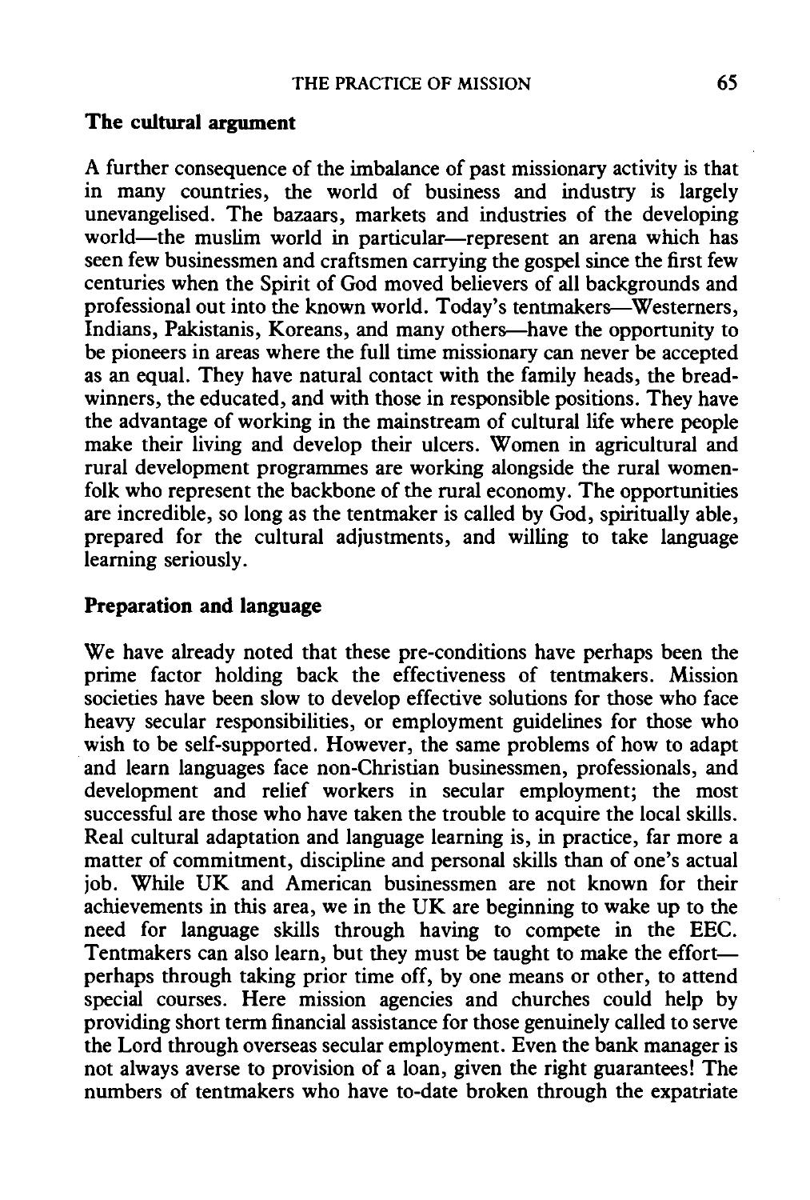## The cultural argument

A further consequence of the imbalance of past missionary activity is that in many countries, the world of business and industry is largely unevangelised. The bazaars, markets and industries of the developing world—the muslim world in particular—represent an arena which has seen few businessmen and craftsmen carrying the gospel since the first few centuries when the Spirit of God moved believers of all backgrounds and professional out into the known world. Today's tentmakers—Westerners, Indians, Pakistanis, Koreans, and many others—have the opportunity to be pioneers in areas where the full time missionary can never be accepted as an equal. They have natural contact with the family heads, the bread-winners, the educated, and with those in responsible positions. They have the advantage of working in the mainstream of cultural life where people make their living and develop their ulcers. Women in agricultural and rural development programmes are working alongside the rural women-folk who represent the backbone of the rural economy. The opportunities are incredible, so long as the tentmaker is called by God, spiritually able, prepared for the cultural adjustments, and willing to take language learning seriously.

## Preparation and language

We have already noted that these pre-conditions have perhaps been the prime factor holding back the effectiveness of tentmakers. Mission societies have been slow to develop effective solutions for those who face heavy secular responsibilities, or employment guidelines for those who wish to be self-supported. However, the same problems of how to adapt and learn languages face non-Christian businessmen, professionals, and development and relief workers in secular employment; the most successful are those who have taken the trouble to acquire the local skills. Real cultural adaptation and language learning is, in practice, far more a matter of commitment, discipline and personal skills than of one's actual job. While UK and American businessmen are not known for their achievements in this area, we in the UK are beginning to wake up to the need for language skills through having to compete in the EEC. Tentmakers can also learn, but they must be taught to make the effort—perhaps through taking prior time off, by one means or other, to attend special courses. Here mission agencies and churches could help by providing short term financial assistance for those genuinely called to serve the Lord through overseas secular employment. Even the bank manager is not always averse to provision of a loan, given the right guarantees! The numbers of tentmakers who have to-date broken through the expatriate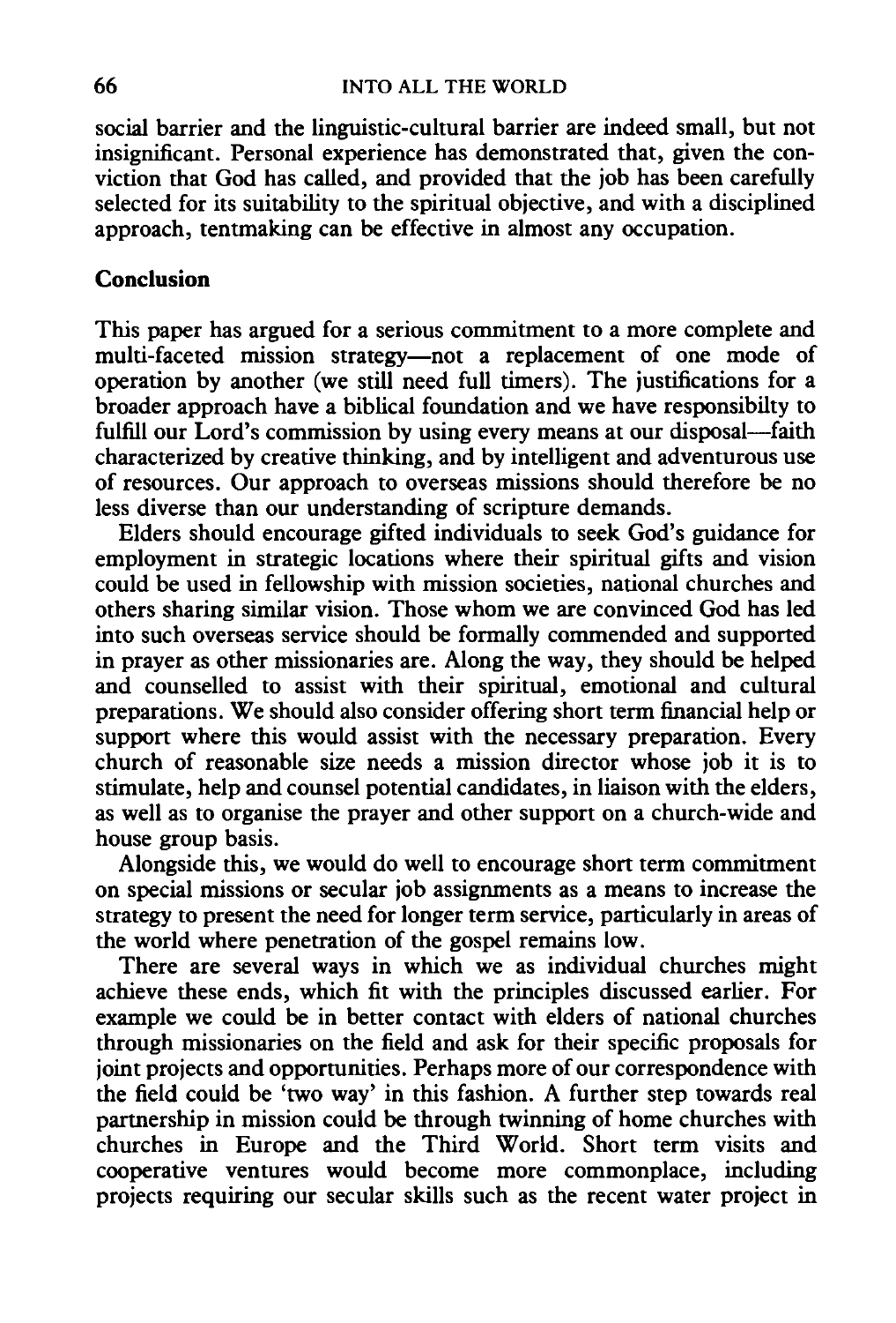social barrier and the linguistic-cultural barrier are indeed small, but not insignificant. Personal experience has demonstrated that, given the conviction that God has called, and provided that the job has been carefully selected for its suitability to the spiritual objective, and with a disciplined approach, tentmaking can be effective in almost any occupation.

## Conclusion

This paper has argued for a serious commitment to a more complete and multi-faceted mission strategy—not a replacement of one mode of operation by another (we still need full timers). The justifications for a broader approach have a biblical foundation and we have responsibilty to fulfill our Lord's commission by using every means at our disposal—faith characterized by creative thinking, and by intelligent and adventurous use of resources. Our approach to overseas missions should therefore be no less diverse than our understanding of scripture demands.

Elders should encourage gifted individuals to seek God's guidance for employment in strategic locations where their spiritual gifts and vision could be used in fellowship with mission societies, national churches and others sharing similar vision. Those whom we are convinced God has led into such overseas service should be formally commended and supported in prayer as other missionaries are. Along the way, they should be helped and counselled to assist with their spiritual, emotional and cultural preparations. We should also consider offering short term financial help or support where this would assist with the necessary preparation. Every church of reasonable size needs a mission director whose job it is to stimulate, help and counsel potential candidates, in liaison with the elders, as well as to organise the prayer and other support on a church-wide and house group basis.

Alongside this, we would do well to encourage short term commitment on special missions or secular job assignments as a means to increase the strategy to present the need for longer term service, particularly in areas of the world where penetration of the gospel remains low.

There are several ways in which we as individual churches might achieve these ends, which fit with the principles discussed earlier. For example we could be in better contact with elders of national churches through missionaries on the field and ask for their specific proposals for joint projects and opportunities. Perhaps more of our correspondence with the field could be 'two way' in this fashion. A further step towards real partnership in mission could be through twinning of home churches with churches in Europe and the Third World. Short term visits and cooperative ventures would become more commonplace, including projects requiring our secular skills such as the recent water project in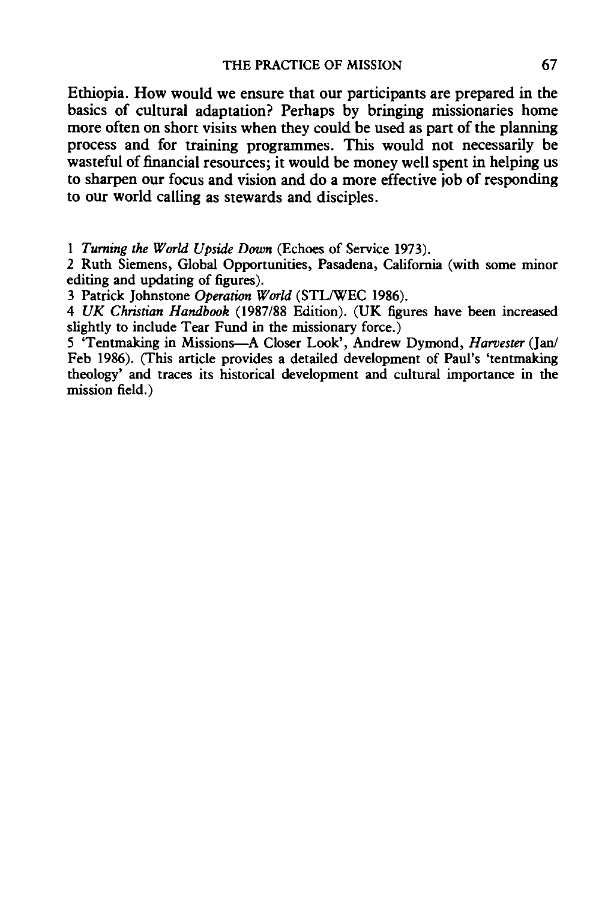Ethiopia. How would we ensure that our participants are prepared in the basics of cultural adaptation? Perhaps by bringing missionaries home more often on short visits when they could be used as part of the planning process and for training programmes. This would not necessarily be wasteful of financial resources; it would be money well spent in helping us to sharpen our focus and vision and do a more effective job of responding to our world calling as stewards and disciples.

1 *Turning the World Upside Down* (Echoes of Service 1973).

2 Ruth Siemens, Global Opportunities, Pasadena, California (with some minor editing and updating of figures).

3 Patrick Johnstone *Operation World* (STL/WEC 1986).

4 *UK Christian Handbook* (1987/88 Edition). (UK figures have been increased slightly to include Tear Fund in the missionary force.)

5 'Tentmaking in Missions—A Closer Look', Andrew Dymond, *Harvester* (Jan/Feb 1986). (This article provides a detailed development of Paul's 'tentmaking theology' and traces its historical development and cultural importance in the mission field.)